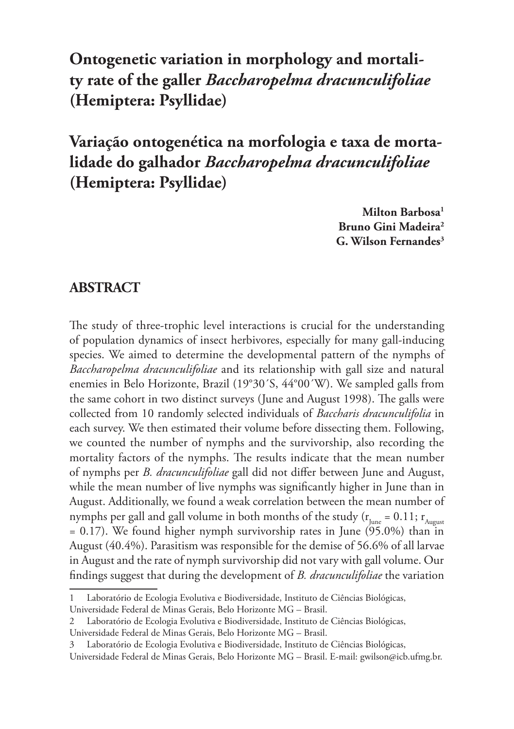# Ontogenetic variation in morphology and mortality rate of the galler *Baccharopelma dracunculifoliae* (Hemiptera: Psyllidae)

# Variação ontogenética na morfologia e taxa de mortalidade do galhador *Baccharopelma dracunculifoliae* (Hemiptera: Psyllidae)

**Milton Barbosa**[1]
**Bruno Gini Madeira**[2]
**G. Wilson Fernandes**[3]

## ABSTRACT

The study of three-trophic level interactions is crucial for the understanding of population dynamics of insect herbivores, especially for many gall-inducing species. We aimed to determine the developmental pattern of the nymphs of *Baccharopelma dracunculifoliae* and its relationship with gall size and natural enemies in Belo Horizonte, Brazil (19°30´S, 44°00´W). We sampled galls from the same cohort in two distinct surveys (June and August 1998). The galls were collected from 10 randomly selected individuals of *Baccharis dracunculifolia* in each survey. We then estimated their volume before dissecting them. Following, we counted the number of nymphs and the survivorship, also recording the mortality factors of the nymphs. The results indicate that the mean number of nymphs per *B. dracunculifoliae* gall did not differ between June and August, while the mean number of live nymphs was significantly higher in June than in August. Additionally, we found a weak correlation between the mean number of nymphs per gall and gall volume in both months of the study ($r_{June} = 0.11$; $r_{August} = 0.17$). We found higher nymph survivorship rates in June (95.0%) than in August (40.4%). Parasitism was responsible for the demise of 56.6% of all larvae in August and the rate of nymph survivorship did not vary with gall volume. Our findings suggest that during the development of *B. dracunculifoliae* the variation

1 Laboratório de Ecologia Evolutiva e Biodiversidade, Instituto de Ciências Biológicas, Universidade Federal de Minas Gerais, Belo Horizonte MG – Brasil.
2 Laboratório de Ecologia Evolutiva e Biodiversidade, Instituto de Ciências Biológicas, Universidade Federal de Minas Gerais, Belo Horizonte MG – Brasil.
3 Laboratório de Ecologia Evolutiva e Biodiversidade, Instituto de Ciências Biológicas, Universidade Federal de Minas Gerais, Belo Horizonte MG – Brasil. E-mail: gwilson@icb.ufmg.br.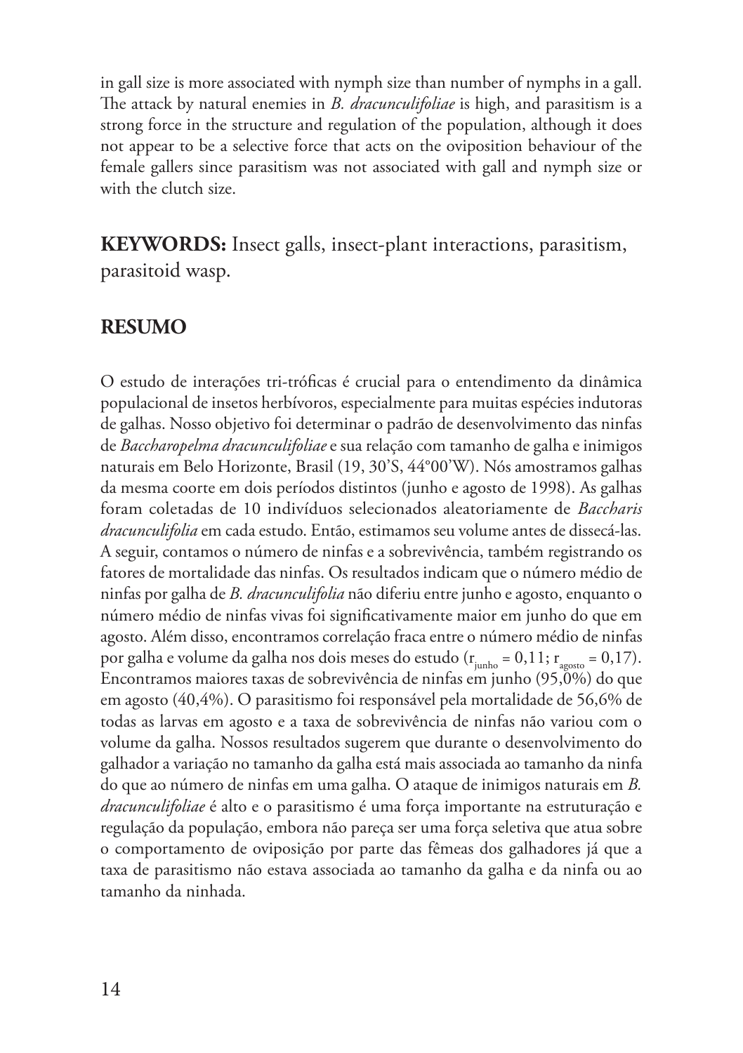in gall size is more associated with nymph size than number of nymphs in a gall. The attack by natural enemies in *B. dracunculifoliae* is high, and parasitism is a strong force in the structure and regulation of the population, although it does not appear to be a selective force that acts on the oviposition behaviour of the female gallers since parasitism was not associated with gall and nymph size or with the clutch size.

**KEYWORDS:** Insect galls, insect-plant interactions, parasitism, parasitoid wasp.

## RESUMO

O estudo de interações tri-tróficas é crucial para o entendimento da dinâmica populacional de insetos herbívoros, especialmente para muitas espécies indutoras de galhas. Nosso objetivo foi determinar o padrão de desenvolvimento das ninfas de *Baccharopelma dracunculifoliae* e sua relação com tamanho de galha e inimigos naturais em Belo Horizonte, Brasil (19, 30'S, 44°00'W). Nós amostramos galhas da mesma coorte em dois períodos distintos (junho e agosto de 1998). As galhas foram coletadas de 10 indivíduos selecionados aleatoriamente de *Baccharis dracunculifolia* em cada estudo. Então, estimamos seu volume antes de dissecá-las. A seguir, contamos o número de ninfas e a sobrevivência, também registrando os fatores de mortalidade das ninfas. Os resultados indicam que o número médio de ninfas por galha de *B. dracunculifolia* não diferiu entre junho e agosto, enquanto o número médio de ninfas vivas foi significativamente maior em junho do que em agosto. Além disso, encontramos correlação fraca entre o número médio de ninfas por galha e volume da galha nos dois meses do estudo ($r_{junho} = 0{,}11$; $r_{agosto} = 0{,}17$). Encontramos maiores taxas de sobrevivência de ninfas em junho (95,0%) do que em agosto (40,4%). O parasitismo foi responsável pela mortalidade de 56,6% de todas as larvas em agosto e a taxa de sobrevivência de ninfas não variou com o volume da galha. Nossos resultados sugerem que durante o desenvolvimento do galhador a variação no tamanho da galha está mais associada ao tamanho da ninfa do que ao número de ninfas em uma galha. O ataque de inimigos naturais em *B. dracunculifoliae* é alto e o parasitismo é uma força importante na estruturação e regulação da população, embora não pareça ser uma força seletiva que atua sobre o comportamento de oviposição por parte das fêmeas dos galhadores já que a taxa de parasitismo não estava associada ao tamanho da galha e da ninfa ou ao tamanho da ninhada.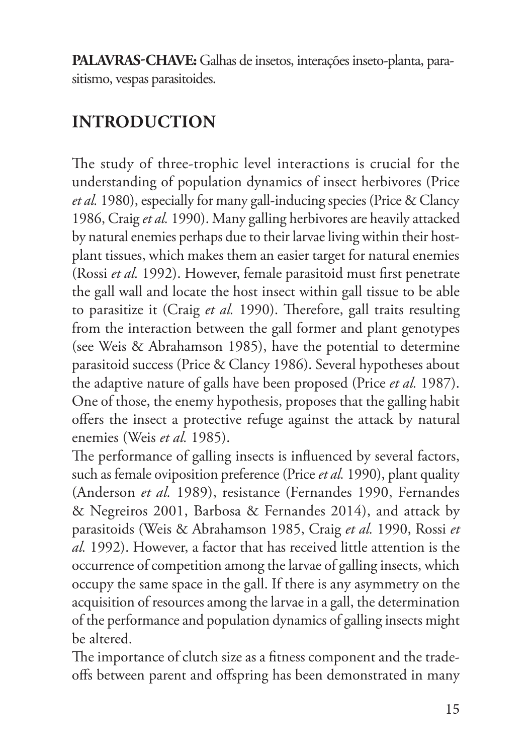**PALAVRAS-CHAVE:** Galhas de insetos, interações inseto-planta, parasitismo, vespas parasitoides.

## INTRODUCTION

The study of three-trophic level interactions is crucial for the understanding of population dynamics of insect herbivores (Price *et al.* 1980), especially for many gall-inducing species (Price & Clancy 1986, Craig *et al.* 1990). Many galling herbivores are heavily attacked by natural enemies perhaps due to their larvae living within their host-plant tissues, which makes them an easier target for natural enemies (Rossi *et al.* 1992). However, female parasitoid must first penetrate the gall wall and locate the host insect within gall tissue to be able to parasitize it (Craig *et al.* 1990). Therefore, gall traits resulting from the interaction between the gall former and plant genotypes (see Weis & Abrahamson 1985), have the potential to determine parasitoid success (Price & Clancy 1986). Several hypotheses about the adaptive nature of galls have been proposed (Price *et al.* 1987). One of those, the enemy hypothesis, proposes that the galling habit offers the insect a protective refuge against the attack by natural enemies (Weis *et al.* 1985).

The performance of galling insects is influenced by several factors, such as female oviposition preference (Price *et al.* 1990), plant quality (Anderson *et al.* 1989), resistance (Fernandes 1990, Fernandes & Negreiros 2001, Barbosa & Fernandes 2014), and attack by parasitoids (Weis & Abrahamson 1985, Craig *et al.* 1990, Rossi *et al.* 1992). However, a factor that has received little attention is the occurrence of competition among the larvae of galling insects, which occupy the same space in the gall. If there is any asymmetry on the acquisition of resources among the larvae in a gall, the determination of the performance and population dynamics of galling insects might be altered.

The importance of clutch size as a fitness component and the trade-offs between parent and offspring has been demonstrated in many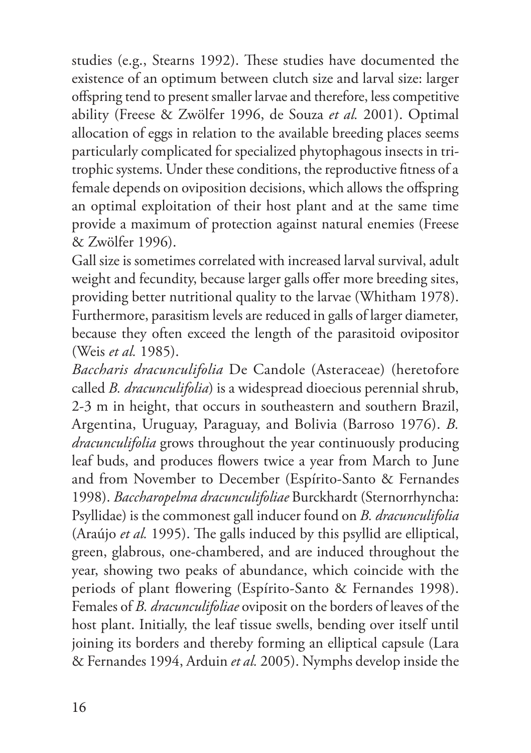studies (e.g., Stearns 1992). These studies have documented the existence of an optimum between clutch size and larval size: larger offspring tend to present smaller larvae and therefore, less competitive ability (Freese & Zwölfer 1996, de Souza *et al.* 2001). Optimal allocation of eggs in relation to the available breeding places seems particularly complicated for specialized phytophagous insects in tri-trophic systems. Under these conditions, the reproductive fitness of a female depends on oviposition decisions, which allows the offspring an optimal exploitation of their host plant and at the same time provide a maximum of protection against natural enemies (Freese & Zwölfer 1996).

Gall size is sometimes correlated with increased larval survival, adult weight and fecundity, because larger galls offer more breeding sites, providing better nutritional quality to the larvae (Whitham 1978). Furthermore, parasitism levels are reduced in galls of larger diameter, because they often exceed the length of the parasitoid ovipositor (Weis *et al.* 1985).

*Baccharis dracunculifolia* De Candole (Asteraceae) (heretofore called *B. dracunculifolia*) is a widespread dioecious perennial shrub, 2-3 m in height, that occurs in southeastern and southern Brazil, Argentina, Uruguay, Paraguay, and Bolivia (Barroso 1976). *B. dracunculifolia* grows throughout the year continuously producing leaf buds, and produces flowers twice a year from March to June and from November to December (Espírito-Santo & Fernandes 1998). *Baccharopelma dracunculifoliae* Burckhardt (Sternorrhyncha: Psyllidae) is the commonest gall inducer found on *B. dracunculifolia* (Araújo *et al.* 1995). The galls induced by this psyllid are elliptical, green, glabrous, one-chambered, and are induced throughout the year, showing two peaks of abundance, which coincide with the periods of plant flowering (Espírito-Santo & Fernandes 1998). Females of *B. dracunculifoliae* oviposit on the borders of leaves of the host plant. Initially, the leaf tissue swells, bending over itself until joining its borders and thereby forming an elliptical capsule (Lara & Fernandes 1994, Arduin *et al.* 2005). Nymphs develop inside the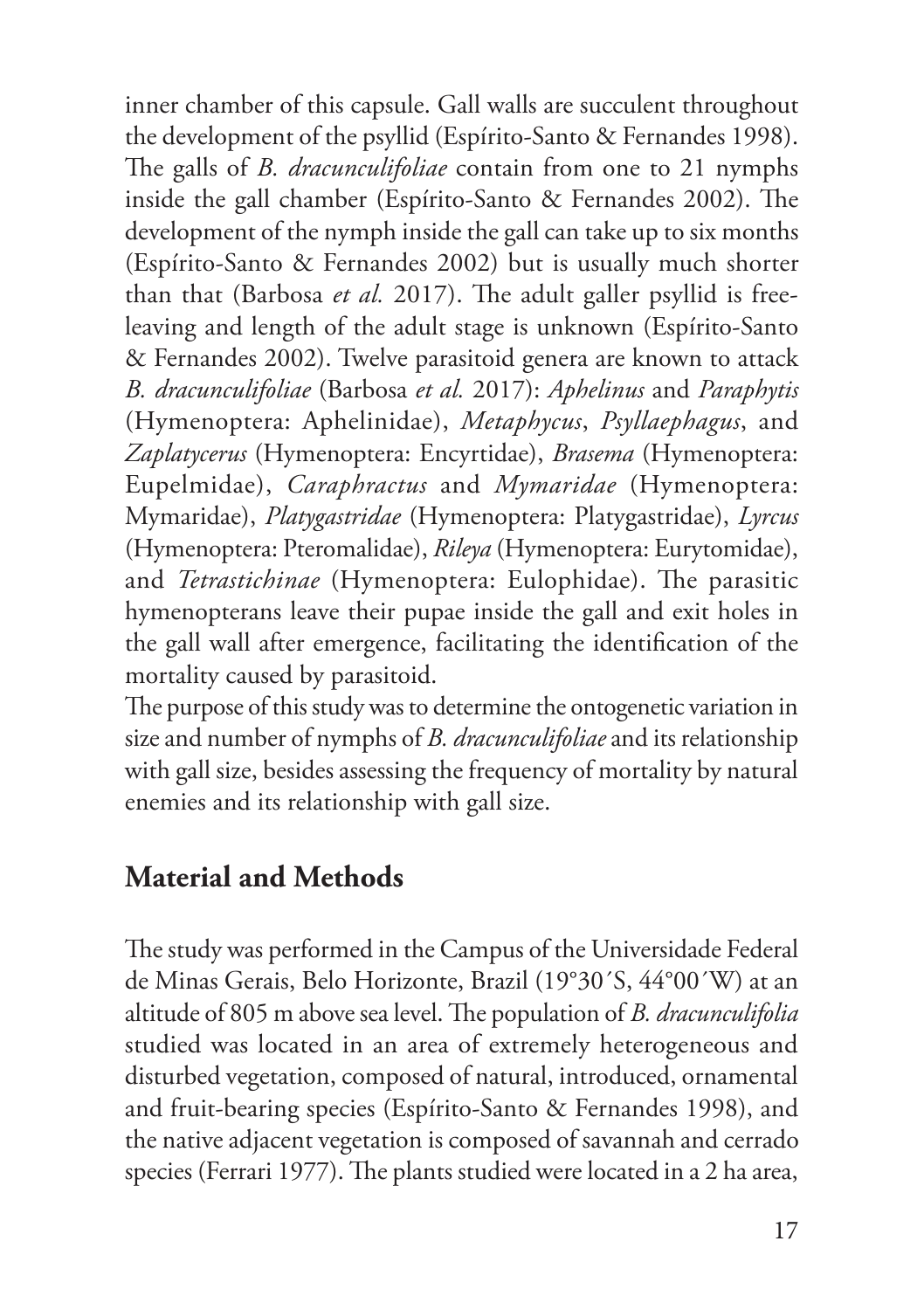inner chamber of this capsule. Gall walls are succulent throughout the development of the psyllid (Espírito-Santo & Fernandes 1998). The galls of *B. dracunculifoliae* contain from one to 21 nymphs inside the gall chamber (Espírito-Santo & Fernandes 2002). The development of the nymph inside the gall can take up to six months (Espírito-Santo & Fernandes 2002) but is usually much shorter than that (Barbosa *et al.* 2017). The adult galler psyllid is free-leaving and length of the adult stage is unknown (Espírito-Santo & Fernandes 2002). Twelve parasitoid genera are known to attack *B. dracunculifoliae* (Barbosa *et al.* 2017): *Aphelinus* and *Paraphytis* (Hymenoptera: Aphelinidae), *Metaphycus*, *Psyllaephagus*, and *Zaplatycerus* (Hymenoptera: Encyrtidae), *Brasema* (Hymenoptera: Eupelmidae), *Caraphractus* and *Mymaridae* (Hymenoptera: Mymaridae), *Platygastridae* (Hymenoptera: Platygastridae), *Lyrcus* (Hymenoptera: Pteromalidae), *Rileya* (Hymenoptera: Eurytomidae), and *Tetrastichinae* (Hymenoptera: Eulophidae). The parasitic hymenopterans leave their pupae inside the gall and exit holes in the gall wall after emergence, facilitating the identification of the mortality caused by parasitoid.

The purpose of this study was to determine the ontogenetic variation in size and number of nymphs of *B. dracunculifoliae* and its relationship with gall size, besides assessing the frequency of mortality by natural enemies and its relationship with gall size.

## Material and Methods

The study was performed in the Campus of the Universidade Federal de Minas Gerais, Belo Horizonte, Brazil (19°30´S, 44°00´W) at an altitude of 805 m above sea level. The population of *B. dracunculifolia* studied was located in an area of extremely heterogeneous and disturbed vegetation, composed of natural, introduced, ornamental and fruit-bearing species (Espírito-Santo & Fernandes 1998), and the native adjacent vegetation is composed of savannah and cerrado species (Ferrari 1977). The plants studied were located in a 2 ha area,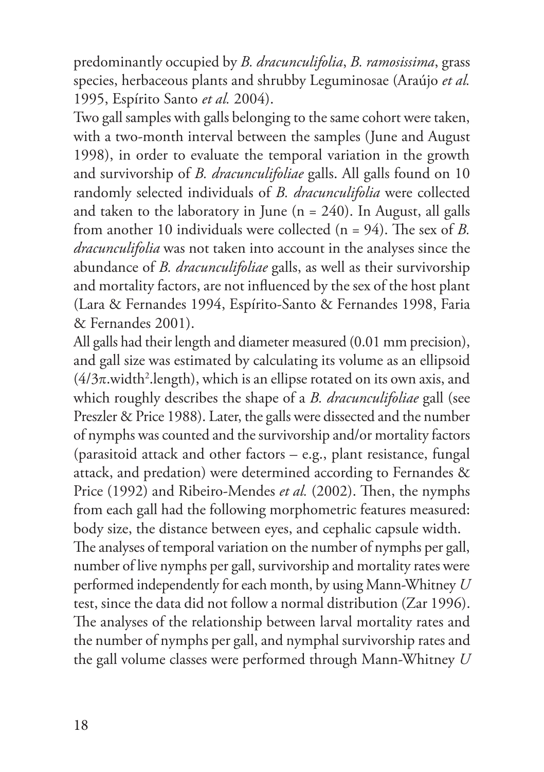predominantly occupied by *B. dracunculifolia*, *B. ramosissima*, grass species, herbaceous plants and shrubby Leguminosae (Araújo *et al.* 1995, Espírito Santo *et al.* 2004).

Two gall samples with galls belonging to the same cohort were taken, with a two-month interval between the samples (June and August 1998), in order to evaluate the temporal variation in the growth and survivorship of *B. dracunculifoliae* galls. All galls found on 10 randomly selected individuals of *B. dracunculifolia* were collected and taken to the laboratory in June (n = 240). In August, all galls from another 10 individuals were collected (n = 94). The sex of *B. dracunculifolia* was not taken into account in the analyses since the abundance of *B. dracunculifoliae* galls, as well as their survivorship and mortality factors, are not influenced by the sex of the host plant (Lara & Fernandes 1994, Espírito-Santo & Fernandes 1998, Faria & Fernandes 2001).

All galls had their length and diameter measured (0.01 mm precision), and gall size was estimated by calculating its volume as an ellipsoid ($4/3\pi.\text{width}^2.\text{length}$), which is an ellipse rotated on its own axis, and which roughly describes the shape of a *B. dracunculifoliae* gall (see Preszler & Price 1988). Later, the galls were dissected and the number of nymphs was counted and the survivorship and/or mortality factors (parasitoid attack and other factors – e.g., plant resistance, fungal attack, and predation) were determined according to Fernandes & Price (1992) and Ribeiro-Mendes *et al.* (2002). Then, the nymphs from each gall had the following morphometric features measured: body size, the distance between eyes, and cephalic capsule width.

The analyses of temporal variation on the number of nymphs per gall, number of live nymphs per gall, survivorship and mortality rates were performed independently for each month, by using Mann-Whitney $U$ test, since the data did not follow a normal distribution (Zar 1996). The analyses of the relationship between larval mortality rates and the number of nymphs per gall, and nymphal survivorship rates and the gall volume classes were performed through Mann-Whitney $U$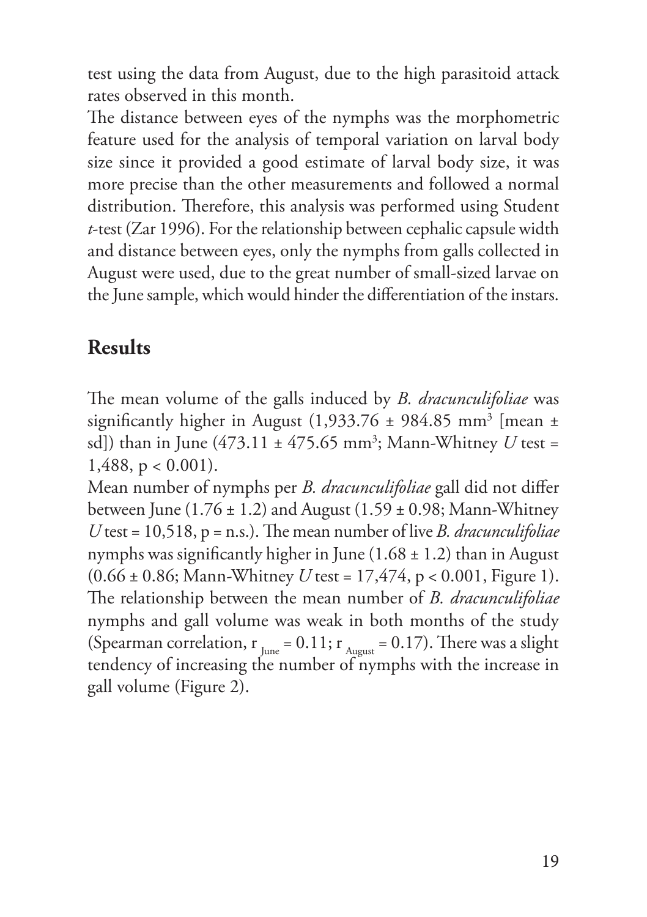test using the data from August, due to the high parasitoid attack rates observed in this month.

The distance between eyes of the nymphs was the morphometric feature used for the analysis of temporal variation on larval body size since it provided a good estimate of larval body size, it was more precise than the other measurements and followed a normal distribution. Therefore, this analysis was performed using Student *t*-test (Zar 1996). For the relationship between cephalic capsule width and distance between eyes, only the nymphs from galls collected in August were used, due to the great number of small-sized larvae on the June sample, which would hinder the differentiation of the instars.

## Results

The mean volume of the galls induced by *B. dracunculifoliae* was significantly higher in August (1,933.76 ± 984.85 $mm^3$ [mean ± sd]) than in June (473.11 ± 475.65 $mm^3$; Mann-Whitney *U* test = 1,488, $p < 0.001$).

Mean number of nymphs per *B. dracunculifoliae* gall did not differ between June (1.76 ± 1.2) and August (1.59 ± 0.98; Mann-Whitney *U* test = 10,518, p = n.s.). The mean number of live *B. dracunculifoliae* nymphs was significantly higher in June (1.68 ± 1.2) than in August (0.66 ± 0.86; Mann-Whitney *U* test = 17,474, $p < 0.001$, Figure 1). The relationship between the mean number of *B. dracunculifoliae* nymphs and gall volume was weak in both months of the study (Spearman correlation, $r_{June} = 0.11$; $r_{August} = 0.17$). There was a slight tendency of increasing the number of nymphs with the increase in gall volume (Figure 2).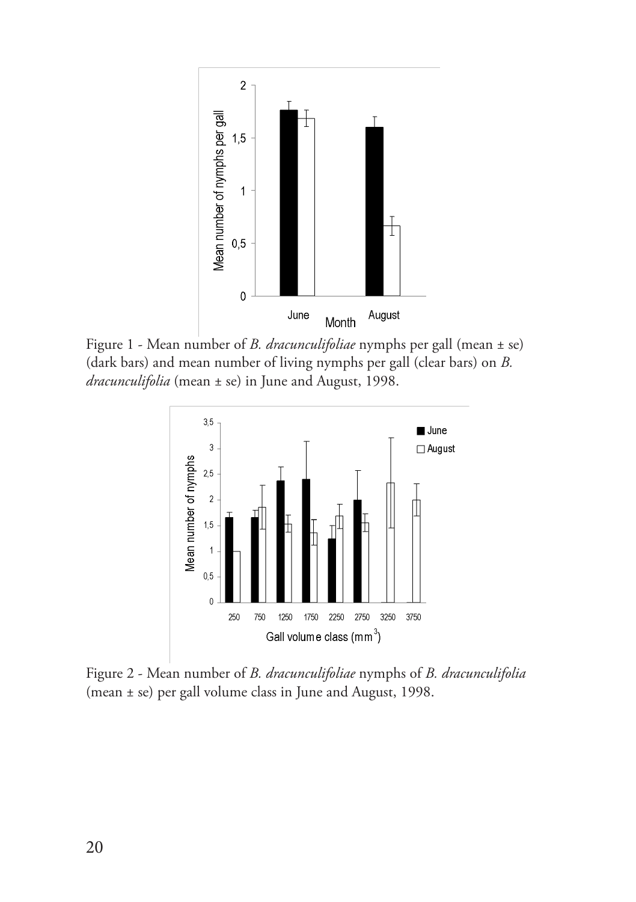Figure 1 - Mean number of *B. dracunculifoliae* nymphs per gall (mean ± se) (dark bars) and mean number of living nymphs per gall (clear bars) on *B. dracunculifolia* (mean ± se) in June and August, 1998.

Figure 2 - Mean number of *B. dracunculifoliae* nymphs of *B. dracunculifolia* (mean ± se) per gall volume class in June and August, 1998.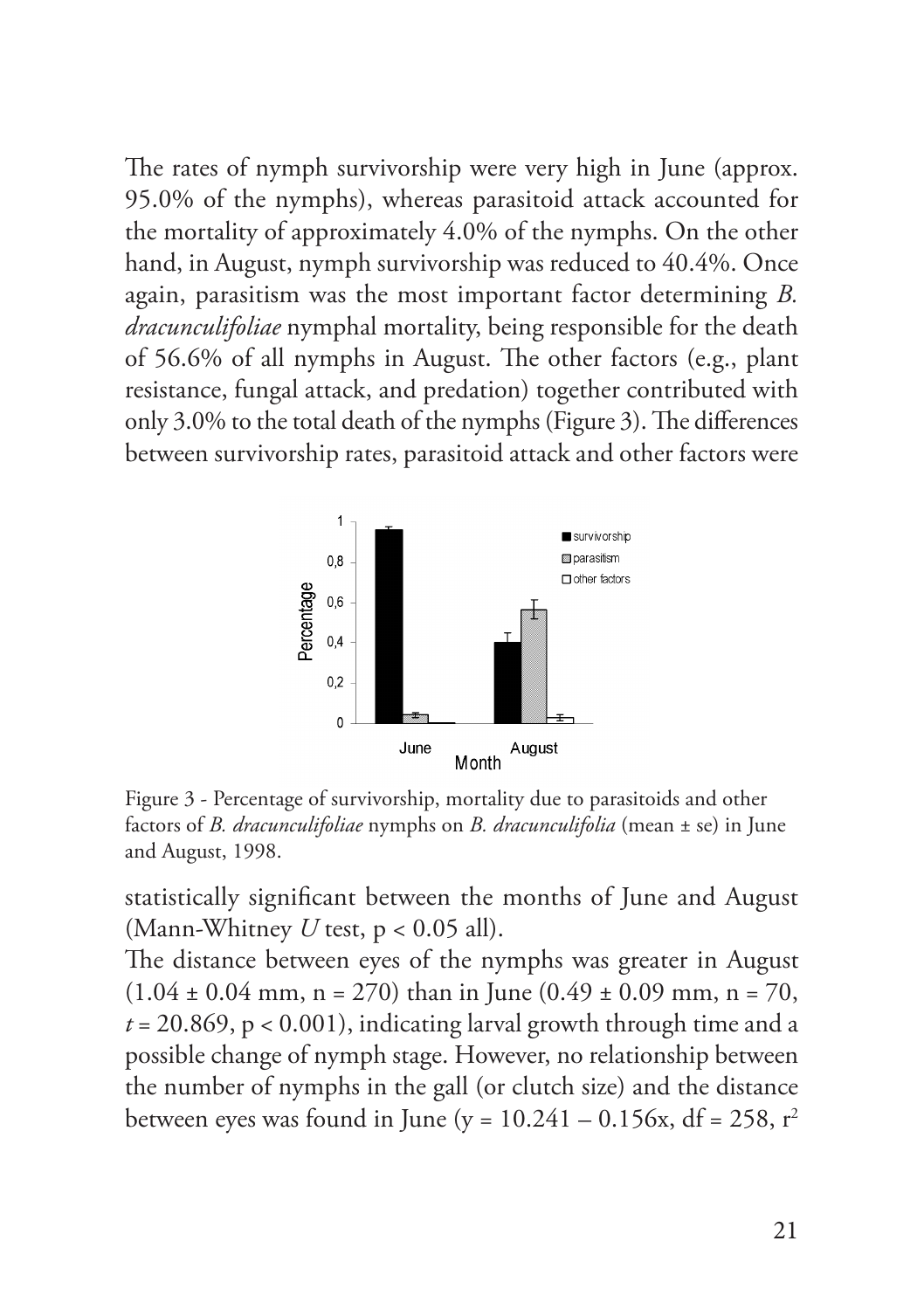The rates of nymph survivorship were very high in June (approx. 95.0% of the nymphs), whereas parasitoid attack accounted for the mortality of approximately 4.0% of the nymphs. On the other hand, in August, nymph survivorship was reduced to 40.4%. Once again, parasitism was the most important factor determining *B. dracunculifoliae* nymphal mortality, being responsible for the death of 56.6% of all nymphs in August. The other factors (e.g., plant resistance, fungal attack, and predation) together contributed with only 3.0% to the total death of the nymphs (Figure 3). The differences between survivorship rates, parasitoid attack and other factors were

Figure 3 - Percentage of survivorship, mortality due to parasitoids and other factors of *B. dracunculifoliae* nymphs on *B. dracunculifolia* (mean ± se) in June and August, 1998.

statistically significant between the months of June and August (Mann-Whitney *U* test, $p < 0.05$ all).

The distance between eyes of the nymphs was greater in August (1.04 ± 0.04 mm, n = 270) than in June (0.49 ± 0.09 mm, n = 70, $t = 20.869$, $p < 0.001$), indicating larval growth through time and a possible change of nymph stage. However, no relationship between the number of nymphs in the gall (or clutch size) and the distance between eyes was found in June ($y = 10.241 - 0.156x$, df = 258, $r^2$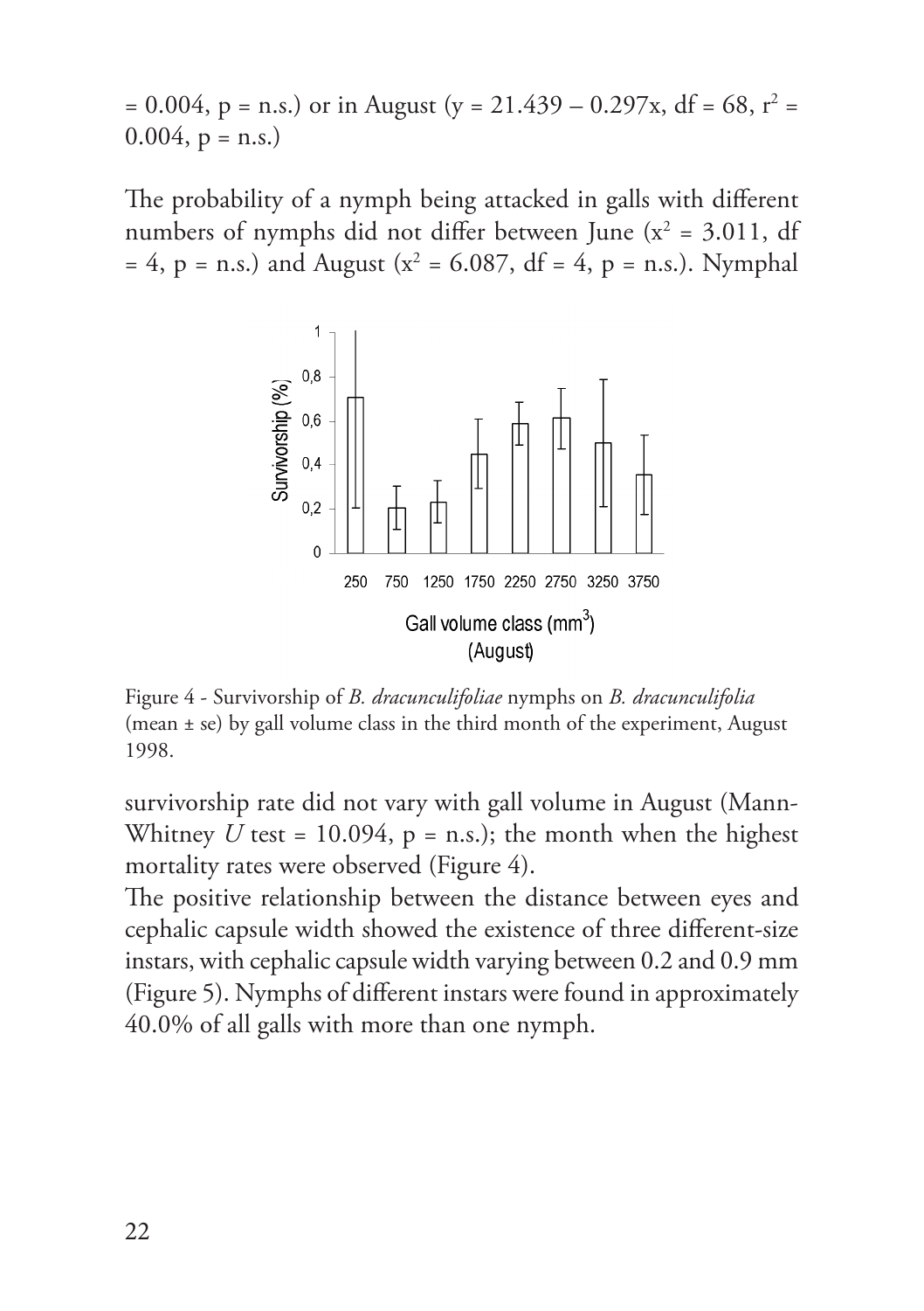= 0.004, p = n.s.) or in August ($y = 21.439 - 0.297x$, df = 68, $r^2 = 0.004$, p = n.s.)

The probability of a nymph being attacked in galls with different numbers of nymphs did not differ between June ($x^2 = 3.011$, df = 4, p = n.s.) and August ($x^2 = 6.087$, df = 4, p = n.s.). Nymphal

Figure 4 - Survivorship of *B. dracunculifoliae* nymphs on *B. dracunculifolia* (mean ± se) by gall volume class in the third month of the experiment, August 1998.

survivorship rate did not vary with gall volume in August (Mann-Whitney *U* test = 10.094, p = n.s.); the month when the highest mortality rates were observed (Figure 4).

The positive relationship between the distance between eyes and cephalic capsule width showed the existence of three different-size instars, with cephalic capsule width varying between 0.2 and 0.9 mm (Figure 5). Nymphs of different instars were found in approximately 40.0% of all galls with more than one nymph.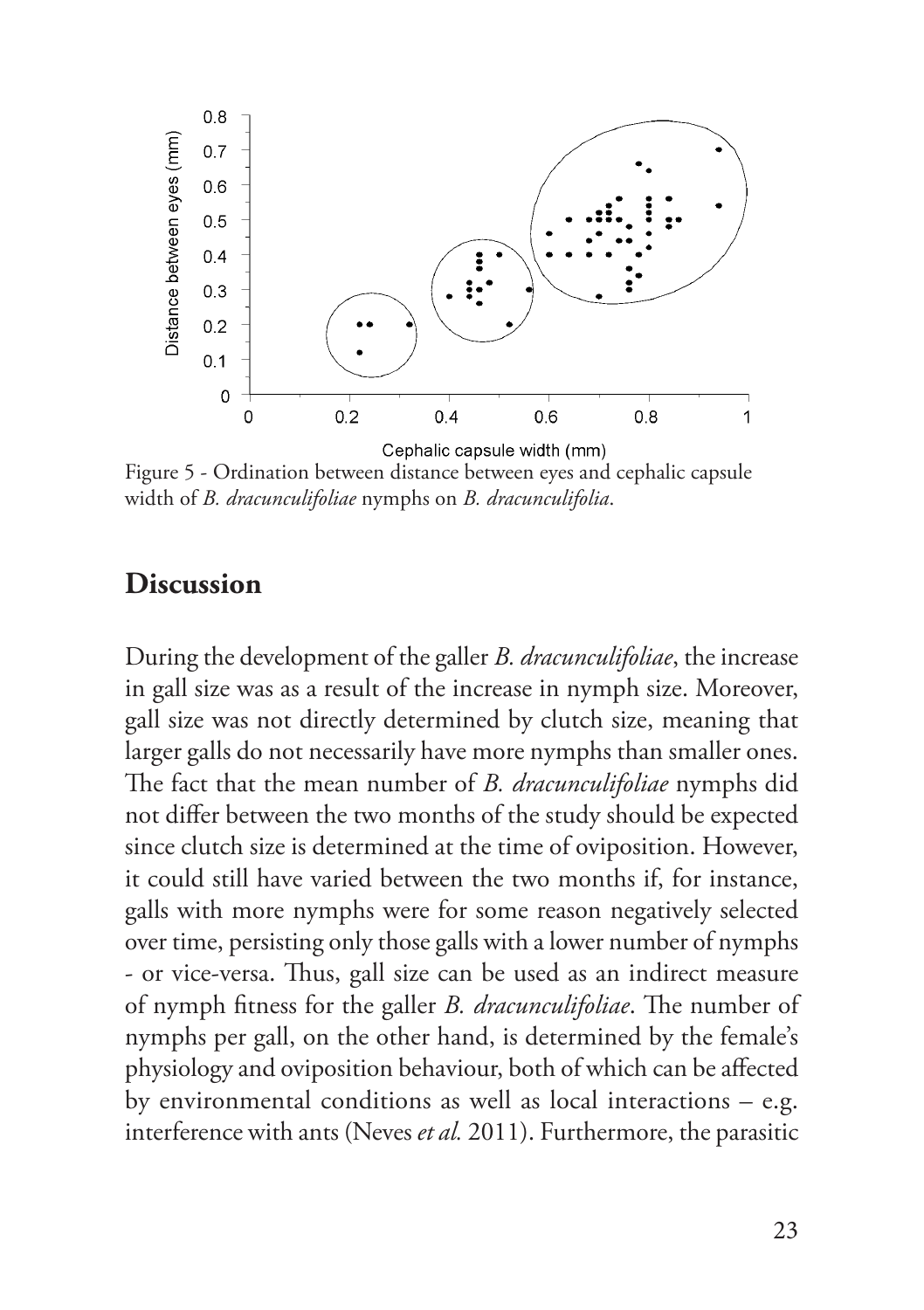Figure 5 - Ordination between distance between eyes and cephalic capsule width of *B. dracunculifoliae* nymphs on *B. dracunculifolia*.

## Discussion

During the development of the galler *B. dracunculifoliae*, the increase in gall size was as a result of the increase in nymph size. Moreover, gall size was not directly determined by clutch size, meaning that larger galls do not necessarily have more nymphs than smaller ones. The fact that the mean number of *B. dracunculifoliae* nymphs did not differ between the two months of the study should be expected since clutch size is determined at the time of oviposition. However, it could still have varied between the two months if, for instance, galls with more nymphs were for some reason negatively selected over time, persisting only those galls with a lower number of nymphs - or vice-versa. Thus, gall size can be used as an indirect measure of nymph fitness for the galler *B. dracunculifoliae*. The number of nymphs per gall, on the other hand, is determined by the female's physiology and oviposition behaviour, both of which can be affected by environmental conditions as well as local interactions – e.g. interference with ants (Neves *et al.* 2011). Furthermore, the parasitic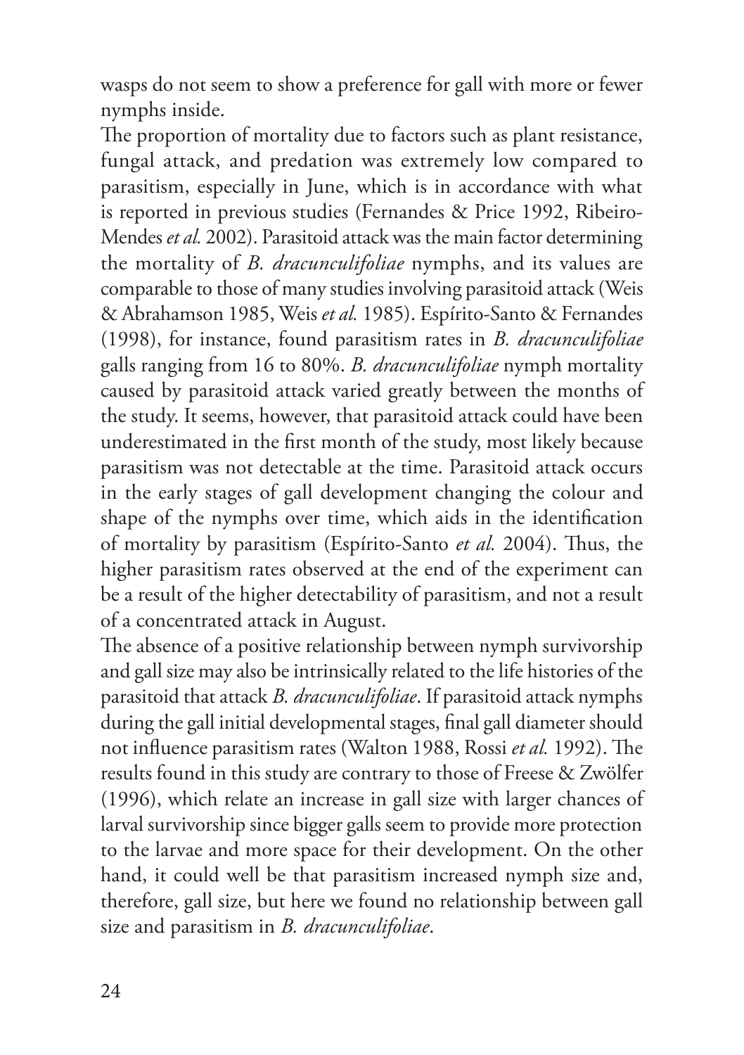wasps do not seem to show a preference for gall with more or fewer nymphs inside.

The proportion of mortality due to factors such as plant resistance, fungal attack, and predation was extremely low compared to parasitism, especially in June, which is in accordance with what is reported in previous studies (Fernandes & Price 1992, Ribeiro-Mendes *et al.* 2002). Parasitoid attack was the main factor determining the mortality of *B. dracunculifoliae* nymphs, and its values are comparable to those of many studies involving parasitoid attack (Weis & Abrahamson 1985, Weis *et al.* 1985). Espírito-Santo & Fernandes (1998), for instance, found parasitism rates in *B. dracunculifoliae* galls ranging from 16 to 80%. *B. dracunculifoliae* nymph mortality caused by parasitoid attack varied greatly between the months of the study. It seems, however, that parasitoid attack could have been underestimated in the first month of the study, most likely because parasitism was not detectable at the time. Parasitoid attack occurs in the early stages of gall development changing the colour and shape of the nymphs over time, which aids in the identification of mortality by parasitism (Espírito-Santo *et al.* 2004). Thus, the higher parasitism rates observed at the end of the experiment can be a result of the higher detectability of parasitism, and not a result of a concentrated attack in August.

The absence of a positive relationship between nymph survivorship and gall size may also be intrinsically related to the life histories of the parasitoid that attack *B. dracunculifoliae*. If parasitoid attack nymphs during the gall initial developmental stages, final gall diameter should not influence parasitism rates (Walton 1988, Rossi *et al.* 1992). The results found in this study are contrary to those of Freese & Zwölfer (1996), which relate an increase in gall size with larger chances of larval survivorship since bigger galls seem to provide more protection to the larvae and more space for their development. On the other hand, it could well be that parasitism increased nymph size and, therefore, gall size, but here we found no relationship between gall size and parasitism in *B. dracunculifoliae*.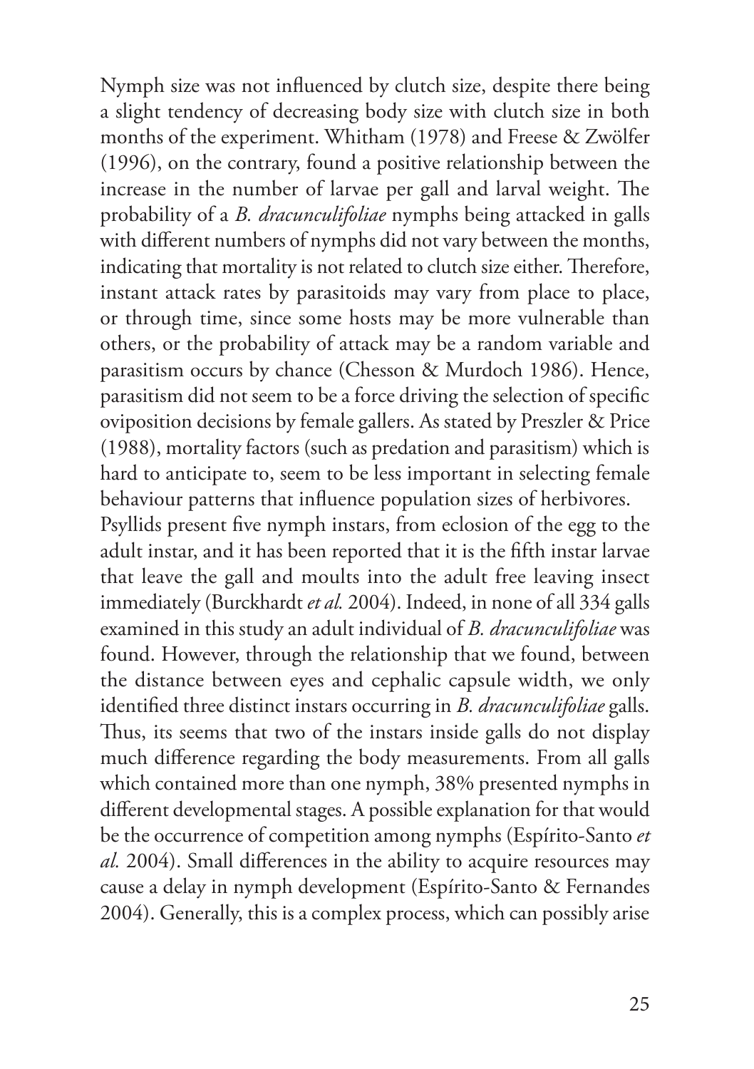Nymph size was not influenced by clutch size, despite there being a slight tendency of decreasing body size with clutch size in both months of the experiment. Whitham (1978) and Freese & Zwölfer (1996), on the contrary, found a positive relationship between the increase in the number of larvae per gall and larval weight. The probability of a *B. dracunculifoliae* nymphs being attacked in galls with different numbers of nymphs did not vary between the months, indicating that mortality is not related to clutch size either. Therefore, instant attack rates by parasitoids may vary from place to place, or through time, since some hosts may be more vulnerable than others, or the probability of attack may be a random variable and parasitism occurs by chance (Chesson & Murdoch 1986). Hence, parasitism did not seem to be a force driving the selection of specific oviposition decisions by female gallers. As stated by Preszler & Price (1988), mortality factors (such as predation and parasitism) which is hard to anticipate to, seem to be less important in selecting female behaviour patterns that influence population sizes of herbivores.

Psyllids present five nymph instars, from eclosion of the egg to the adult instar, and it has been reported that it is the fifth instar larvae that leave the gall and moults into the adult free leaving insect immediately (Burckhardt *et al.* 2004). Indeed, in none of all 334 galls examined in this study an adult individual of *B. dracunculifoliae* was found. However, through the relationship that we found, between the distance between eyes and cephalic capsule width, we only identified three distinct instars occurring in *B. dracunculifoliae* galls. Thus, its seems that two of the instars inside galls do not display much difference regarding the body measurements. From all galls which contained more than one nymph, 38% presented nymphs in different developmental stages. A possible explanation for that would be the occurrence of competition among nymphs (Espírito-Santo *et al.* 2004). Small differences in the ability to acquire resources may cause a delay in nymph development (Espírito-Santo & Fernandes 2004). Generally, this is a complex process, which can possibly arise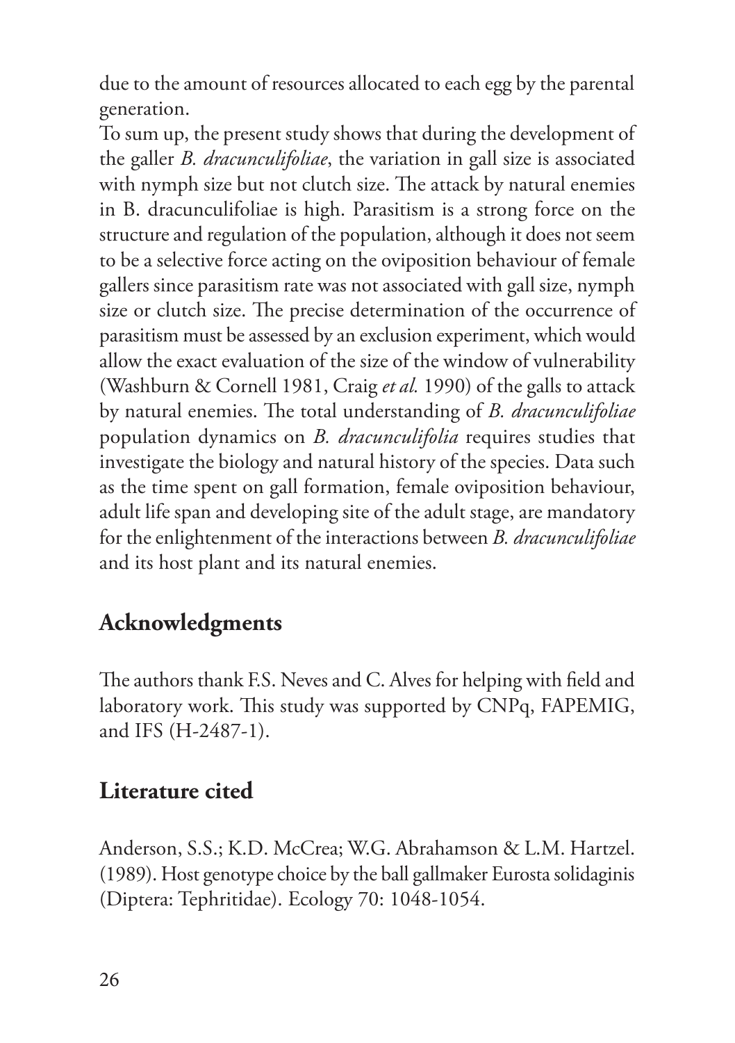due to the amount of resources allocated to each egg by the parental generation.

To sum up, the present study shows that during the development of the galler *B. dracunculifoliae*, the variation in gall size is associated with nymph size but not clutch size. The attack by natural enemies in B. dracunculifoliae is high. Parasitism is a strong force on the structure and regulation of the population, although it does not seem to be a selective force acting on the oviposition behaviour of female gallers since parasitism rate was not associated with gall size, nymph size or clutch size. The precise determination of the occurrence of parasitism must be assessed by an exclusion experiment, which would allow the exact evaluation of the size of the window of vulnerability (Washburn & Cornell 1981, Craig *et al.* 1990) of the galls to attack by natural enemies. The total understanding of *B. dracunculifoliae* population dynamics on *B. dracunculifolia* requires studies that investigate the biology and natural history of the species. Data such as the time spent on gall formation, female oviposition behaviour, adult life span and developing site of the adult stage, are mandatory for the enlightenment of the interactions between *B. dracunculifoliae* and its host plant and its natural enemies.

## Acknowledgments

The authors thank F.S. Neves and C. Alves for helping with field and laboratory work. This study was supported by CNPq, FAPEMIG, and IFS (H-2487-1).

## Literature cited

Anderson, S.S.; K.D. McCrea; W.G. Abrahamson & L.M. Hartzel. (1989). Host genotype choice by the ball gallmaker Eurosta solidaginis (Diptera: Tephritidae). Ecology 70: 1048-1054.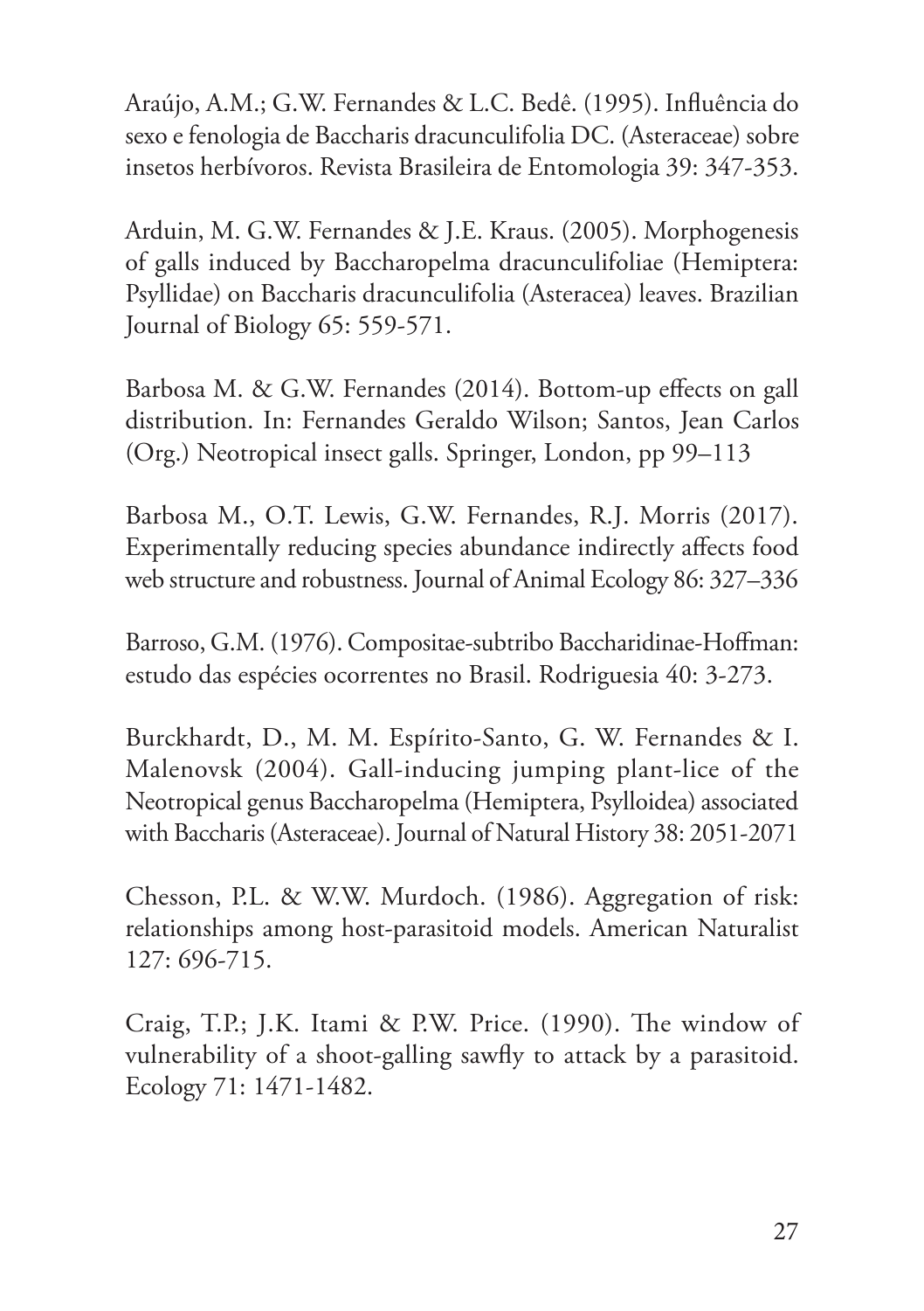Araújo, A.M.; G.W. Fernandes & L.C. Bedê. (1995). Influência do sexo e fenologia de Baccharis dracunculifolia DC. (Asteraceae) sobre insetos herbívoros. Revista Brasileira de Entomologia 39: 347-353.

Arduin, M. G.W. Fernandes & J.E. Kraus. (2005). Morphogenesis of galls induced by Baccharopelma dracunculifoliae (Hemiptera: Psyllidae) on Baccharis dracunculifolia (Asteracea) leaves. Brazilian Journal of Biology 65: 559-571.

Barbosa M. & G.W. Fernandes (2014). Bottom-up effects on gall distribution. In: Fernandes Geraldo Wilson; Santos, Jean Carlos (Org.) Neotropical insect galls. Springer, London, pp 99–113

Barbosa M., O.T. Lewis, G.W. Fernandes, R.J. Morris (2017). Experimentally reducing species abundance indirectly affects food web structure and robustness. Journal of Animal Ecology 86: 327–336

Barroso, G.M. (1976). Compositae-subtribo Baccharidinae-Hoffman: estudo das espécies ocorrentes no Brasil. Rodriguesia 40: 3-273.

Burckhardt, D., M. M. Espírito-Santo, G. W. Fernandes & I. Malenovsk (2004). Gall-inducing jumping plant-lice of the Neotropical genus Baccharopelma (Hemiptera, Psylloidea) associated with Baccharis (Asteraceae). Journal of Natural History 38: 2051-2071

Chesson, P.L. & W.W. Murdoch. (1986). Aggregation of risk: relationships among host-parasitoid models. American Naturalist 127: 696-715.

Craig, T.P.; J.K. Itami & P.W. Price. (1990). The window of vulnerability of a shoot-galling sawfly to attack by a parasitoid. Ecology 71: 1471-1482.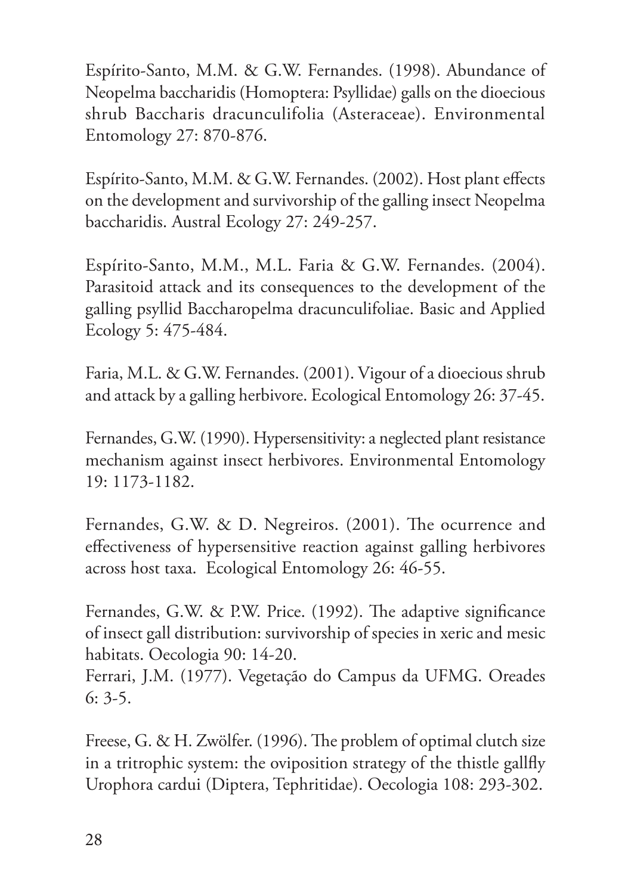Espírito-Santo, M.M. & G.W. Fernandes. (1998). Abundance of Neopelma baccharidis (Homoptera: Psyllidae) galls on the dioecious shrub Baccharis dracunculifolia (Asteraceae). Environmental Entomology 27: 870-876.

Espírito-Santo, M.M. & G.W. Fernandes. (2002). Host plant effects on the development and survivorship of the galling insect Neopelma baccharidis. Austral Ecology 27: 249-257.

Espírito-Santo, M.M., M.L. Faria & G.W. Fernandes. (2004). Parasitoid attack and its consequences to the development of the galling psyllid Baccharopelma dracunculifoliae. Basic and Applied Ecology 5: 475-484.

Faria, M.L. & G.W. Fernandes. (2001). Vigour of a dioecious shrub and attack by a galling herbivore. Ecological Entomology 26: 37-45.

Fernandes, G.W. (1990). Hypersensitivity: a neglected plant resistance mechanism against insect herbivores. Environmental Entomology 19: 1173-1182.

Fernandes, G.W. & D. Negreiros. (2001). The ocurrence and effectiveness of hypersensitive reaction against galling herbivores across host taxa. Ecological Entomology 26: 46-55.

Fernandes, G.W. & P.W. Price. (1992). The adaptive significance of insect gall distribution: survivorship of species in xeric and mesic habitats. Oecologia 90: 14-20.

Ferrari, J.M. (1977). Vegetação do Campus da UFMG. Oreades 6: 3-5.

Freese, G. & H. Zwölfer. (1996). The problem of optimal clutch size in a tritrophic system: the oviposition strategy of the thistle gallfly Urophora cardui (Diptera, Tephritidae). Oecologia 108: 293-302.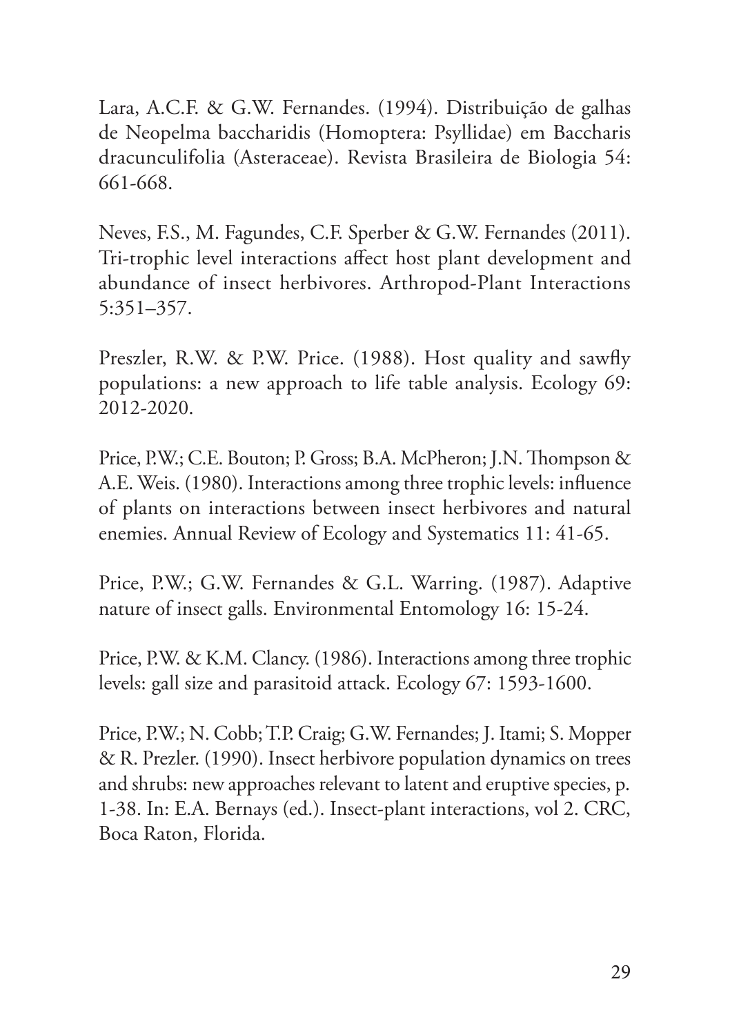Lara, A.C.F. & G.W. Fernandes. (1994). Distribuição de galhas de Neopelma baccharidis (Homoptera: Psyllidae) em Baccharis dracunculifolia (Asteraceae). Revista Brasileira de Biologia 54: 661-668.

Neves, F.S., M. Fagundes, C.F. Sperber & G.W. Fernandes (2011). Tri-trophic level interactions affect host plant development and abundance of insect herbivores. Arthropod-Plant Interactions 5:351–357.

Preszler, R.W. & P.W. Price. (1988). Host quality and sawfly populations: a new approach to life table analysis. Ecology 69: 2012-2020.

Price, P.W.; C.E. Bouton; P. Gross; B.A. McPheron; J.N. Thompson & A.E. Weis. (1980). Interactions among three trophic levels: influence of plants on interactions between insect herbivores and natural enemies. Annual Review of Ecology and Systematics 11: 41-65.

Price, P.W.; G.W. Fernandes & G.L. Warring. (1987). Adaptive nature of insect galls. Environmental Entomology 16: 15-24.

Price, P.W. & K.M. Clancy. (1986). Interactions among three trophic levels: gall size and parasitoid attack. Ecology 67: 1593-1600.

Price, P.W.; N. Cobb; T.P. Craig; G.W. Fernandes; J. Itami; S. Mopper & R. Prezler. (1990). Insect herbivore population dynamics on trees and shrubs: new approaches relevant to latent and eruptive species, p. 1-38. In: E.A. Bernays (ed.). Insect-plant interactions, vol 2. CRC, Boca Raton, Florida.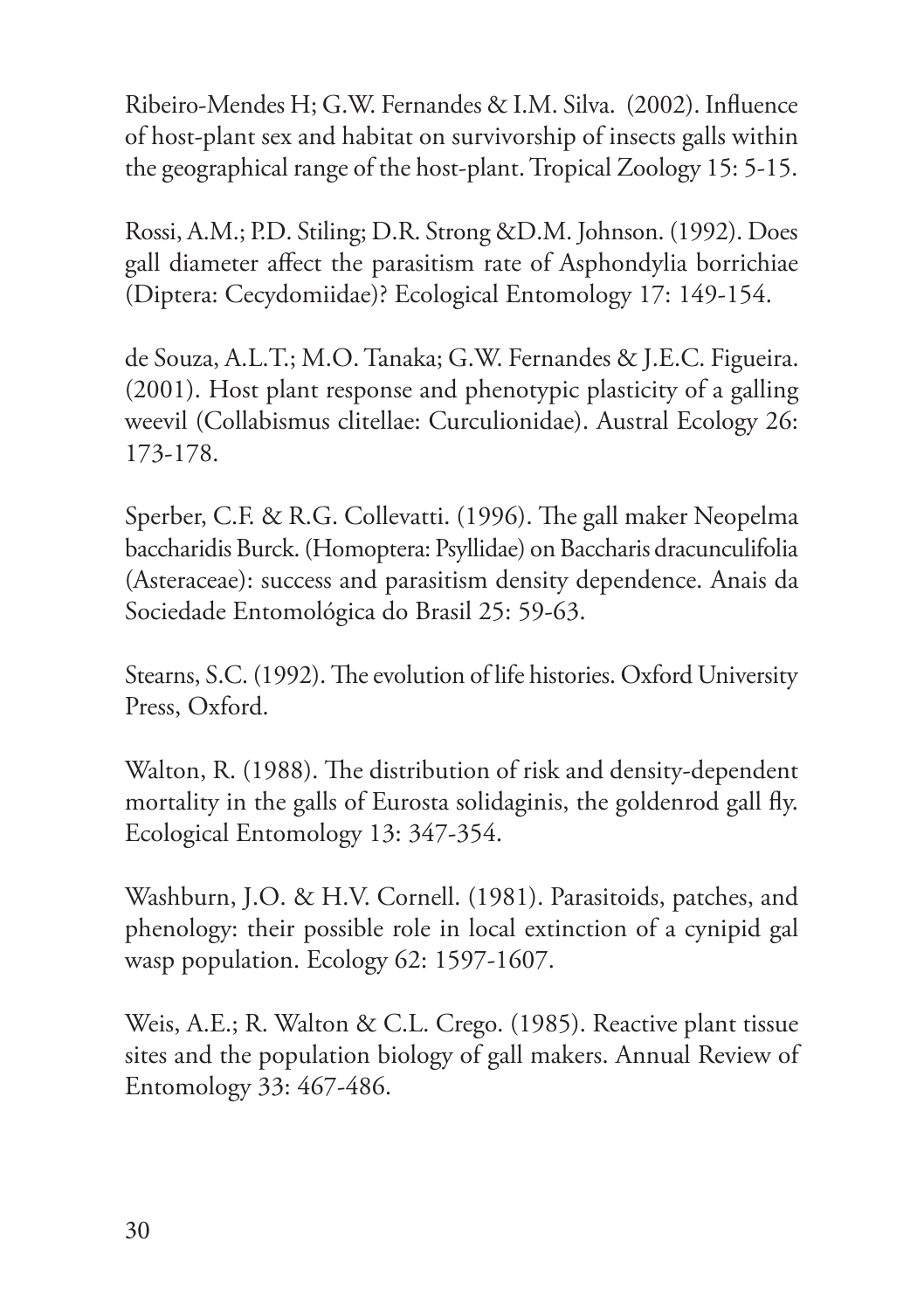Ribeiro-Mendes H; G.W. Fernandes & I.M. Silva. (2002). Influence of host-plant sex and habitat on survivorship of insects galls within the geographical range of the host-plant. Tropical Zoology 15: 5-15.

Rossi, A.M.; P.D. Stiling; D.R. Strong &D.M. Johnson. (1992). Does gall diameter affect the parasitism rate of Asphondylia borrichiae (Diptera: Cecydomiidae)? Ecological Entomology 17: 149-154.

de Souza, A.L.T.; M.O. Tanaka; G.W. Fernandes & J.E.C. Figueira. (2001). Host plant response and phenotypic plasticity of a galling weevil (Collabismus clitellae: Curculionidae). Austral Ecology 26: 173-178.

Sperber, C.F. & R.G. Collevatti. (1996). The gall maker Neopelma baccharidis Burck. (Homoptera: Psyllidae) on Baccharis dracunculifolia (Asteraceae): success and parasitism density dependence. Anais da Sociedade Entomológica do Brasil 25: 59-63.

Stearns, S.C. (1992). The evolution of life histories. Oxford University Press, Oxford.

Walton, R. (1988). The distribution of risk and density-dependent mortality in the galls of Eurosta solidaginis, the goldenrod gall fly. Ecological Entomology 13: 347-354.

Washburn, J.O. & H.V. Cornell. (1981). Parasitoids, patches, and phenology: their possible role in local extinction of a cynipid gal wasp population. Ecology 62: 1597-1607.

Weis, A.E.; R. Walton & C.L. Crego. (1985). Reactive plant tissue sites and the population biology of gall makers. Annual Review of Entomology 33: 467-486.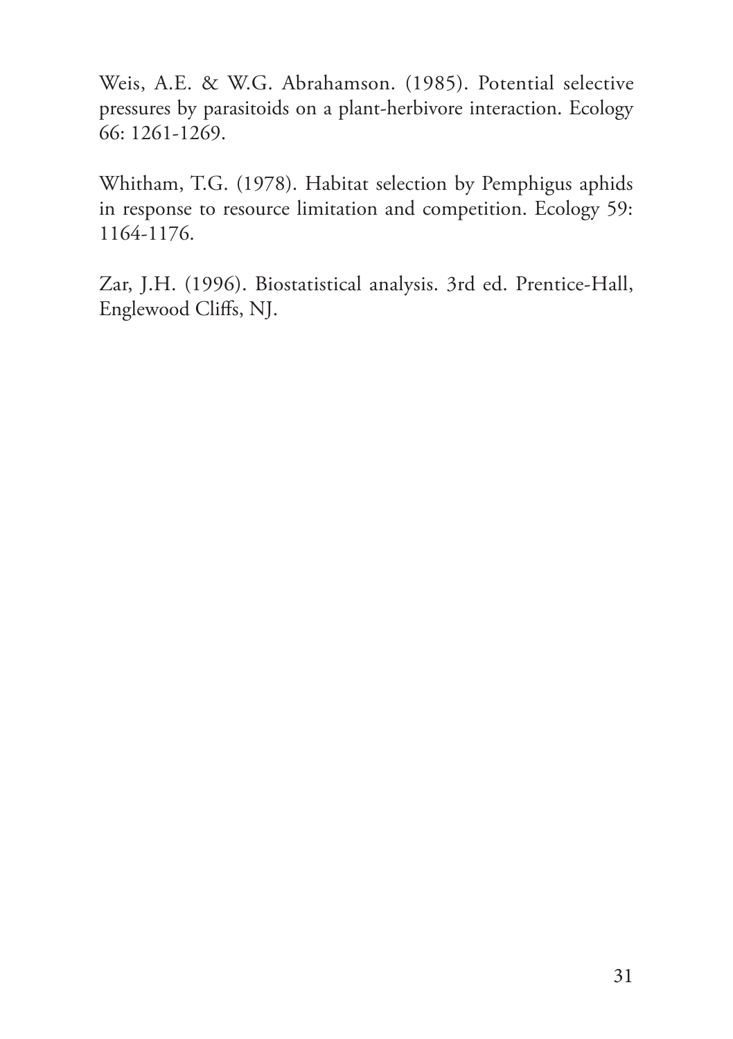Weis, A.E. & W.G. Abrahamson. (1985). Potential selective pressures by parasitoids on a plant-herbivore interaction. Ecology 66: 1261-1269.

Whitham, T.G. (1978). Habitat selection by Pemphigus aphids in response to resource limitation and competition. Ecology 59: 1164-1176.

Zar, J.H. (1996). Biostatistical analysis. 3rd ed. Prentice-Hall, Englewood Cliffs, NJ.